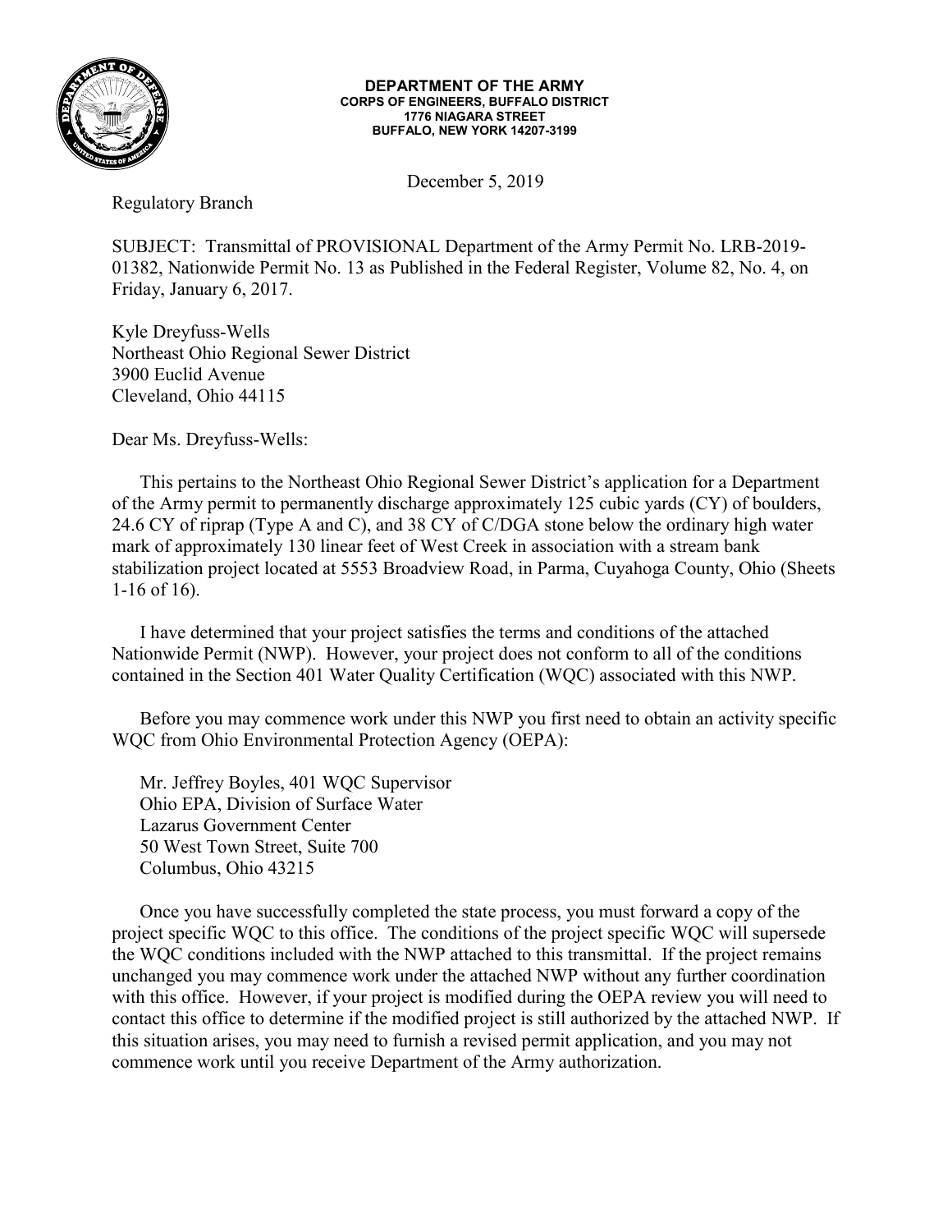**DEPARTMENT OF THE ARMY**
**CORPS OF ENGINEERS, BUFFALO DISTRICT**
**1776 NIAGARA STREET**
**BUFFALO, NEW YORK 14207-3199**

December 5, 2019

Regulatory Branch

SUBJECT: Transmittal of PROVISIONAL Department of the Army Permit No. LRB-2019-01382, Nationwide Permit No. 13 as Published in the Federal Register, Volume 82, No. 4, on Friday, January 6, 2017.

Kyle Dreyfuss-Wells
Northeast Ohio Regional Sewer District
3900 Euclid Avenue
Cleveland, Ohio 44115

Dear Ms. Dreyfuss-Wells:

This pertains to the Northeast Ohio Regional Sewer District's application for a Department of the Army permit to permanently discharge approximately 125 cubic yards (CY) of boulders, 24.6 CY of riprap (Type A and C), and 38 CY of C/DGA stone below the ordinary high water mark of approximately 130 linear feet of West Creek in association with a stream bank stabilization project located at 5553 Broadview Road, in Parma, Cuyahoga County, Ohio (Sheets 1-16 of 16).

I have determined that your project satisfies the terms and conditions of the attached Nationwide Permit (NWP). However, your project does not conform to all of the conditions contained in the Section 401 Water Quality Certification (WQC) associated with this NWP.

Before you may commence work under this NWP you first need to obtain an activity specific WQC from Ohio Environmental Protection Agency (OEPA):

Mr. Jeffrey Boyles, 401 WQC Supervisor
Ohio EPA, Division of Surface Water
Lazarus Government Center
50 West Town Street, Suite 700
Columbus, Ohio 43215

Once you have successfully completed the state process, you must forward a copy of the project specific WQC to this office. The conditions of the project specific WQC will supersede the WQC conditions included with the NWP attached to this transmittal. If the project remains unchanged you may commence work under the attached NWP without any further coordination with this office. However, if your project is modified during the OEPA review you will need to contact this office to determine if the modified project is still authorized by the attached NWP. If this situation arises, you may need to furnish a revised permit application, and you may not commence work until you receive Department of the Army authorization.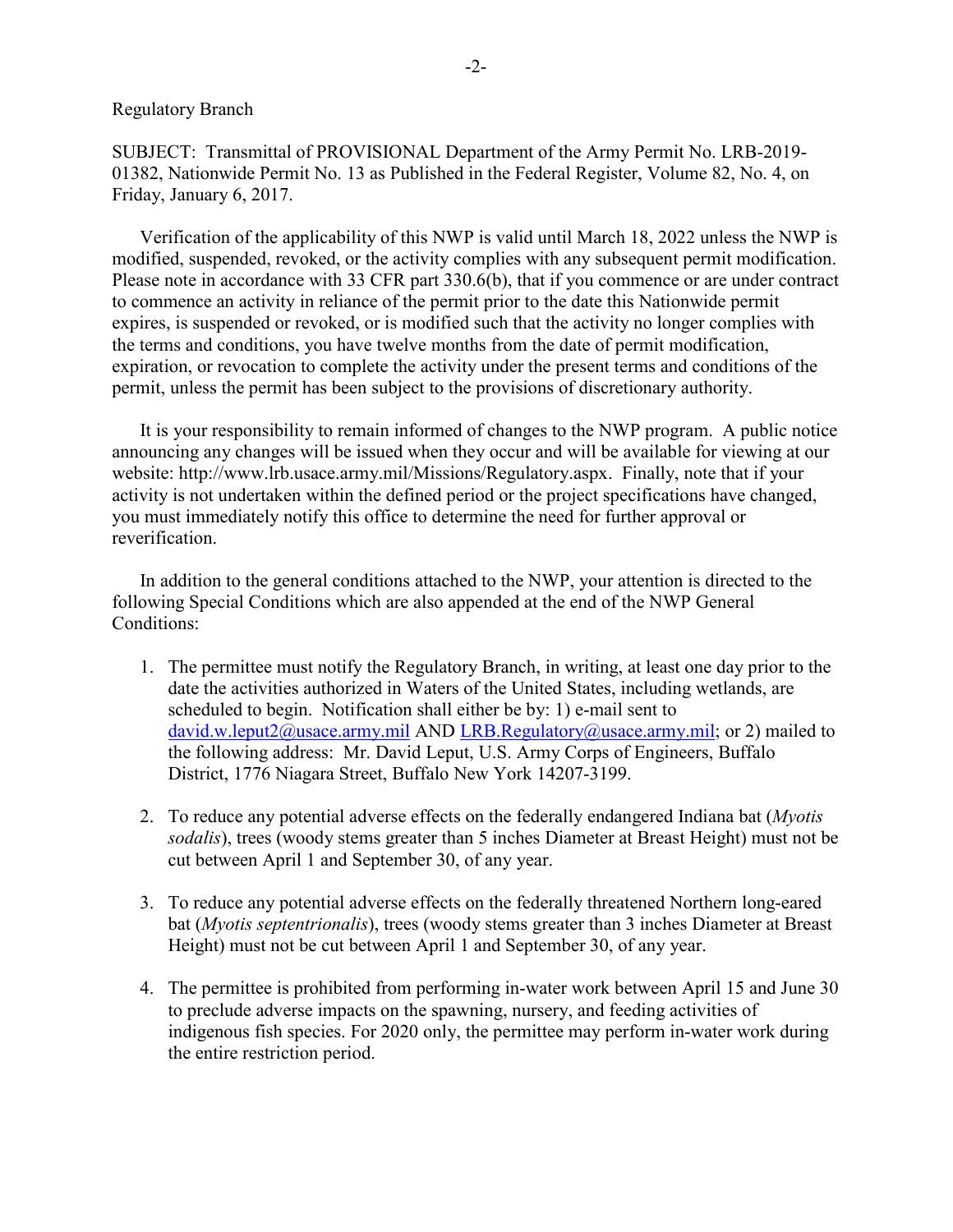Regulatory Branch

SUBJECT: Transmittal of PROVISIONAL Department of the Army Permit No. LRB-2019-01382, Nationwide Permit No. 13 as Published in the Federal Register, Volume 82, No. 4, on Friday, January 6, 2017.

Verification of the applicability of this NWP is valid until March 18, 2022 unless the NWP is modified, suspended, revoked, or the activity complies with any subsequent permit modification. Please note in accordance with 33 CFR part 330.6(b), that if you commence or are under contract to commence an activity in reliance of the permit prior to the date this Nationwide permit expires, is suspended or revoked, or is modified such that the activity no longer complies with the terms and conditions, you have twelve months from the date of permit modification, expiration, or revocation to complete the activity under the present terms and conditions of the permit, unless the permit has been subject to the provisions of discretionary authority.

It is your responsibility to remain informed of changes to the NWP program. A public notice announcing any changes will be issued when they occur and will be available for viewing at our website: http://www.lrb.usace.army.mil/Missions/Regulatory.aspx. Finally, note that if your activity is not undertaken within the defined period or the project specifications have changed, you must immediately notify this office to determine the need for further approval or reverification.

In addition to the general conditions attached to the NWP, your attention is directed to the following Special Conditions which are also appended at the end of the NWP General Conditions:

1. The permittee must notify the Regulatory Branch, in writing, at least one day prior to the date the activities authorized in Waters of the United States, including wetlands, are scheduled to begin. Notification shall either be by: 1) e-mail sent to david.w.leput2@usace.army.mil AND LRB.Regulatory@usace.army.mil; or 2) mailed to the following address: Mr. David Leput, U.S. Army Corps of Engineers, Buffalo District, 1776 Niagara Street, Buffalo New York 14207-3199.

2. To reduce any potential adverse effects on the federally endangered Indiana bat (*Myotis sodalis*), trees (woody stems greater than 5 inches Diameter at Breast Height) must not be cut between April 1 and September 30, of any year.

3. To reduce any potential adverse effects on the federally threatened Northern long-eared bat (*Myotis septentrionalis*), trees (woody stems greater than 3 inches Diameter at Breast Height) must not be cut between April 1 and September 30, of any year.

4. The permittee is prohibited from performing in-water work between April 15 and June 30 to preclude adverse impacts on the spawning, nursery, and feeding activities of indigenous fish species. For 2020 only, the permittee may perform in-water work during the entire restriction period.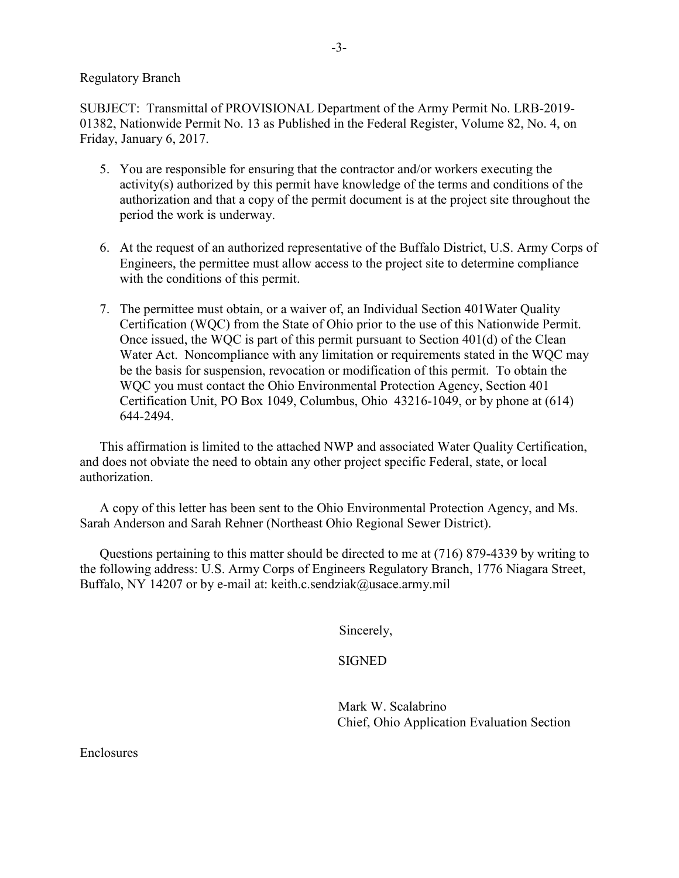Regulatory Branch

SUBJECT: Transmittal of PROVISIONAL Department of the Army Permit No. LRB-2019-01382, Nationwide Permit No. 13 as Published in the Federal Register, Volume 82, No. 4, on Friday, January 6, 2017.

5. You are responsible for ensuring that the contractor and/or workers executing the activity(s) authorized by this permit have knowledge of the terms and conditions of the authorization and that a copy of the permit document is at the project site throughout the period the work is underway.

6. At the request of an authorized representative of the Buffalo District, U.S. Army Corps of Engineers, the permittee must allow access to the project site to determine compliance with the conditions of this permit.

7. The permittee must obtain, or a waiver of, an Individual Section 401Water Quality Certification (WQC) from the State of Ohio prior to the use of this Nationwide Permit. Once issued, the WQC is part of this permit pursuant to Section 401(d) of the Clean Water Act. Noncompliance with any limitation or requirements stated in the WQC may be the basis for suspension, revocation or modification of this permit. To obtain the WQC you must contact the Ohio Environmental Protection Agency, Section 401 Certification Unit, PO Box 1049, Columbus, Ohio 43216-1049, or by phone at (614) 644-2494.

This affirmation is limited to the attached NWP and associated Water Quality Certification, and does not obviate the need to obtain any other project specific Federal, state, or local authorization.

A copy of this letter has been sent to the Ohio Environmental Protection Agency, and Ms. Sarah Anderson and Sarah Rehner (Northeast Ohio Regional Sewer District).

Questions pertaining to this matter should be directed to me at (716) 879-4339 by writing to the following address: U.S. Army Corps of Engineers Regulatory Branch, 1776 Niagara Street, Buffalo, NY 14207 or by e-mail at: keith.c.sendziak@usace.army.mil

Sincerely,

SIGNED

Mark W. Scalabrino
Chief, Ohio Application Evaluation Section

Enclosures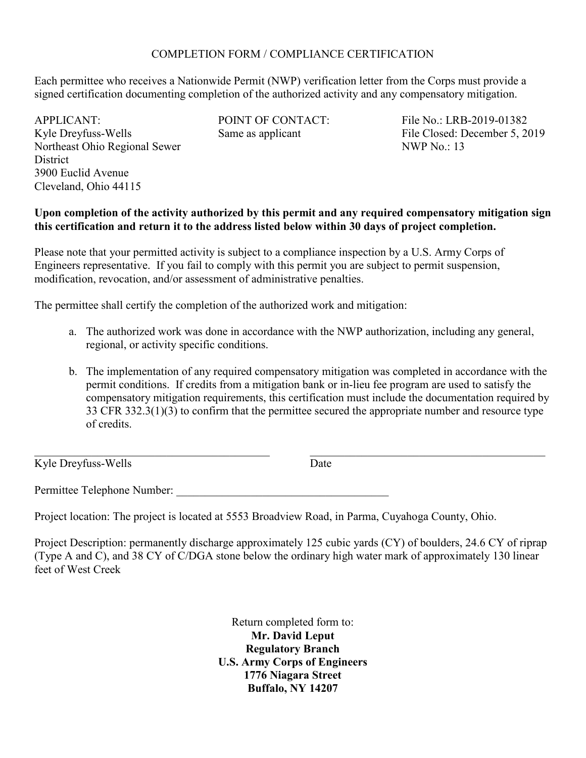# COMPLETION FORM / COMPLIANCE CERTIFICATION

Each permittee who receives a Nationwide Permit (NWP) verification letter from the Corps must provide a signed certification documenting completion of the authorized activity and any compensatory mitigation.

APPLICANT:
Kyle Dreyfuss-Wells
Northeast Ohio Regional Sewer District
3900 Euclid Avenue
Cleveland, Ohio 44115

POINT OF CONTACT:
Same as applicant

File No.: LRB-2019-01382
File Closed: December 5, 2019
NWP No.: 13

**Upon completion of the activity authorized by this permit and any required compensatory mitigation sign this certification and return it to the address listed below within 30 days of project completion.**

Please note that your permitted activity is subject to a compliance inspection by a U.S. Army Corps of Engineers representative. If you fail to comply with this permit you are subject to permit suspension, modification, revocation, and/or assessment of administrative penalties.

The permittee shall certify the completion of the authorized work and mitigation:

a. The authorized work was done in accordance with the NWP authorization, including any general, regional, or activity specific conditions.

b. The implementation of any required compensatory mitigation was completed in accordance with the permit conditions. If credits from a mitigation bank or in-lieu fee program are used to satisfy the compensatory mitigation requirements, this certification must include the documentation required by 33 CFR 332.3(1)(3) to confirm that the permittee secured the appropriate number and resource type of credits.

___________________________________________ ___________________________________________
Kyle Dreyfuss-Wells Date

Permittee Telephone Number: _____________________________________

Project location: The project is located at 5553 Broadview Road, in Parma, Cuyahoga County, Ohio.

Project Description: permanently discharge approximately 125 cubic yards (CY) of boulders, 24.6 CY of riprap (Type A and C), and 38 CY of C/DGA stone below the ordinary high water mark of approximately 130 linear feet of West Creek

Return completed form to:
**Mr. David Leput**
**Regulatory Branch**
**U.S. Army Corps of Engineers**
**1776 Niagara Street**
**Buffalo, NY 14207**